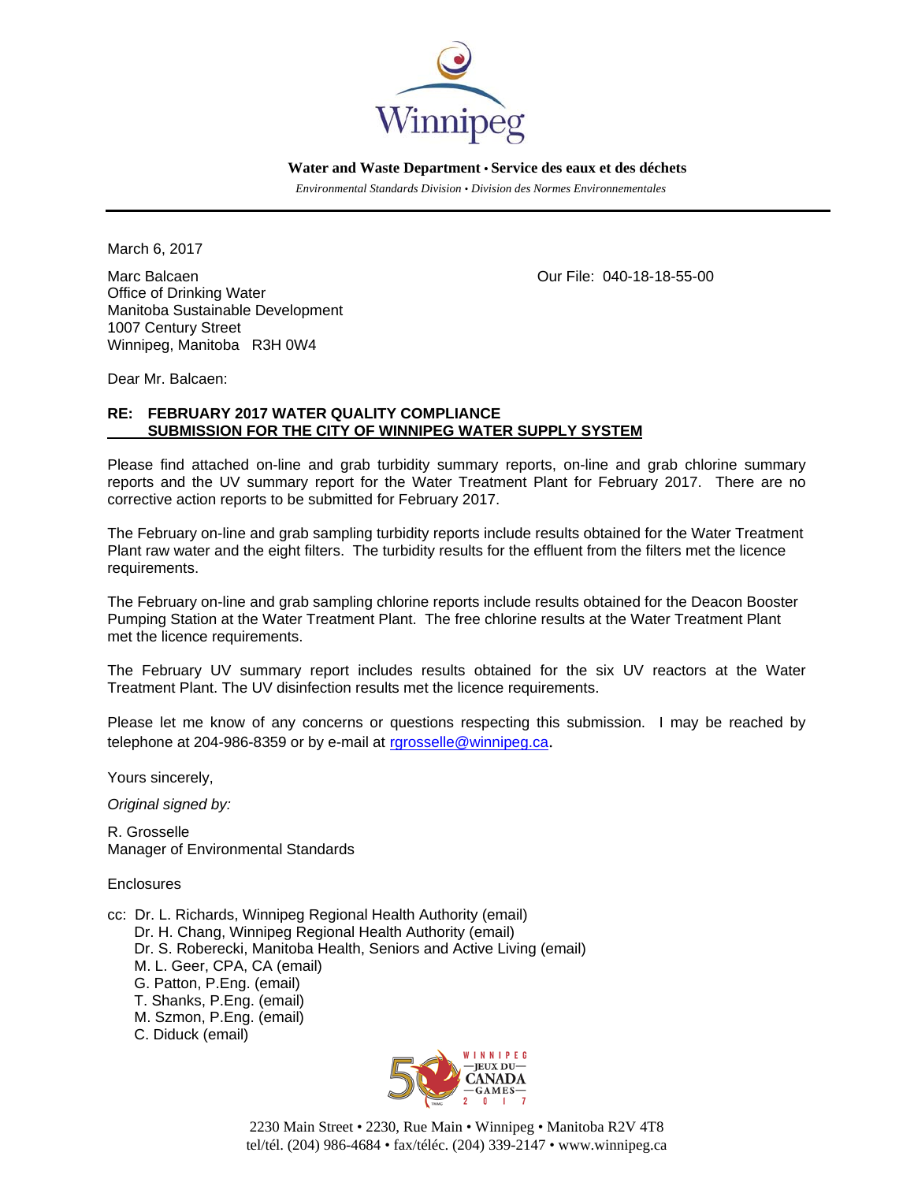Winnipeg

**Water and Waste Department • Service des eaux et des déchets**

*Environmental Standards Division • Division des Normes Environnementales*

---

March 6, 2017

Marc Balcaen  
Office of Drinking Water  
Manitoba Sustainable Development  
1007 Century Street  
Winnipeg, Manitoba R3H 0W4

Our File: 040-18-18-55-00

Dear Mr. Balcaen:

**RE: FEBRUARY 2017 WATER QUALITY COMPLIANCE SUBMISSION FOR THE CITY OF WINNIPEG WATER SUPPLY SYSTEM**

Please find attached on-line and grab turbidity summary reports, on-line and grab chlorine summary reports and the UV summary report for the Water Treatment Plant for February 2017. There are no corrective action reports to be submitted for February 2017.

The February on-line and grab sampling turbidity reports include results obtained for the Water Treatment Plant raw water and the eight filters. The turbidity results for the effluent from the filters met the licence requirements.

The February on-line and grab sampling chlorine reports include results obtained for the Deacon Booster Pumping Station at the Water Treatment Plant. The free chlorine results at the Water Treatment Plant met the licence requirements.

The February UV summary report includes results obtained for the six UV reactors at the Water Treatment Plant. The UV disinfection results met the licence requirements.

Please let me know of any concerns or questions respecting this submission. I may be reached by telephone at 204-986-8359 or by e-mail at rgrosselle@winnipeg.ca.

Yours sincerely,

*Original signed by:*

R. Grosselle  
Manager of Environmental Standards

Enclosures

cc: Dr. L. Richards, Winnipeg Regional Health Authority (email)  
Dr. H. Chang, Winnipeg Regional Health Authority (email)  
Dr. S. Roberecki, Manitoba Health, Seniors and Active Living (email)  
M. L. Geer, CPA, CA (email)  
G. Patton, P.Eng. (email)  
T. Shanks, P.Eng. (email)  
M. Szmon, P.Eng. (email)  
C. Diduck (email)

2230 Main Street • 2230, Rue Main • Winnipeg • Manitoba R2V 4T8  
tel/tél. (204) 986-4684 • fax/téléc. (204) 339-2147 • www.winnipeg.ca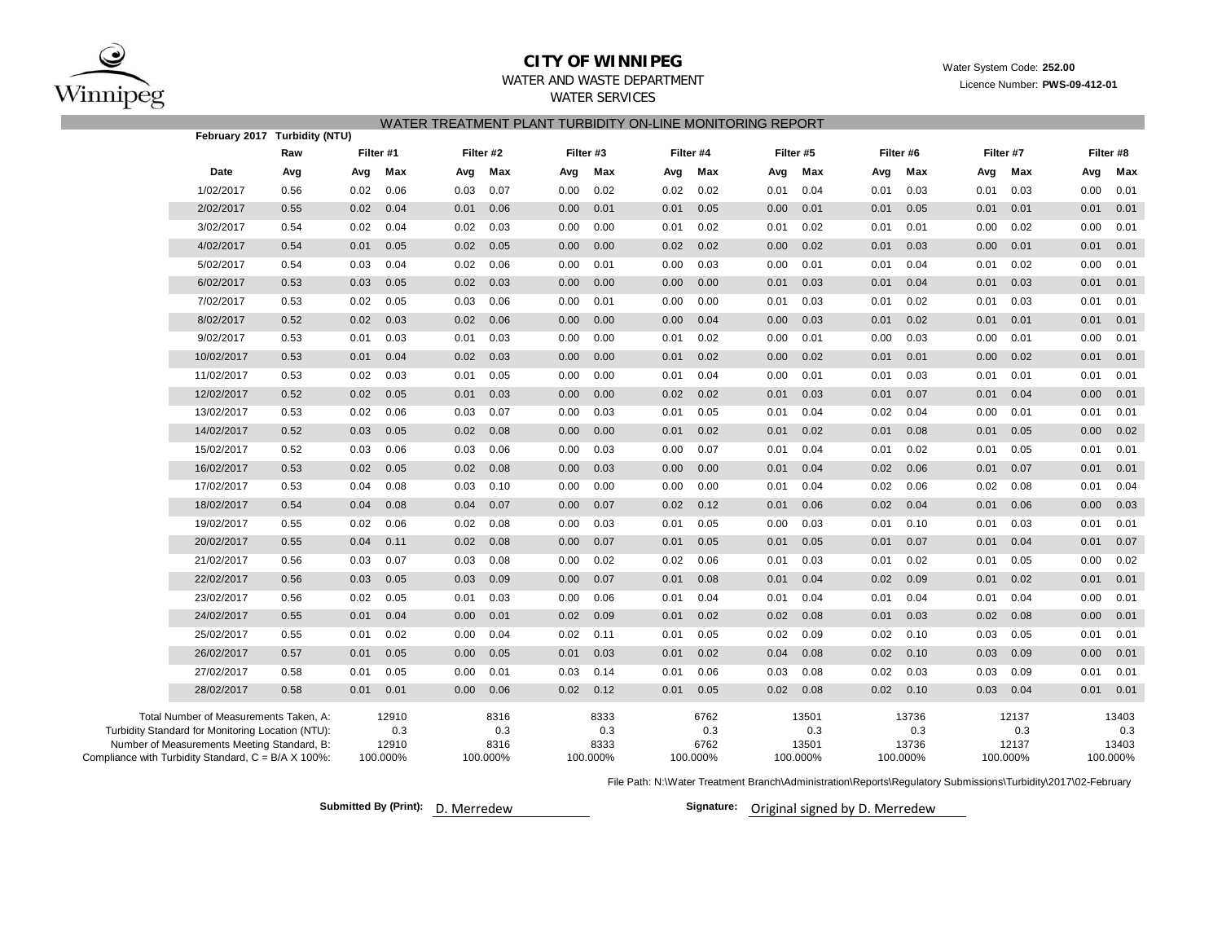# CITY OF WINNIPEG

WATER AND WASTE DEPARTMENT

WATER SERVICES

Water System Code: **252.00**

Licence Number: **PWS-09-412-01**

## WATER TREATMENT PLANT TURBIDITY ON-LINE MONITORING REPORT

**February 2017 Turbidity (NTU)**

| | Raw | Filter #1 | | Filter #2 | | Filter #3 | | Filter #4 | | Filter #5 | | Filter #6 | | Filter #7 | | Filter #8 | |
|---|---|---|---|---|---|---|---|---|---|---|---|---|---|---|---|---|---|
| **Date** | **Avg** | **Avg** | **Max** | **Avg** | **Max** | **Avg** | **Max** | **Avg** | **Max** | **Avg** | **Max** | **Avg** | **Max** | **Avg** | **Max** | **Avg** | **Max** |
| 1/02/2017 | 0.56 | 0.02 | 0.06 | 0.03 | 0.07 | 0.00 | 0.02 | 0.02 | 0.02 | 0.01 | 0.04 | 0.01 | 0.03 | 0.01 | 0.03 | 0.00 | 0.01 |
| 2/02/2017 | 0.55 | 0.02 | 0.04 | 0.01 | 0.06 | 0.00 | 0.01 | 0.01 | 0.05 | 0.00 | 0.01 | 0.01 | 0.05 | 0.01 | 0.01 | 0.01 | 0.01 |
| 3/02/2017 | 0.54 | 0.02 | 0.04 | 0.02 | 0.03 | 0.00 | 0.00 | 0.01 | 0.02 | 0.01 | 0.02 | 0.01 | 0.01 | 0.00 | 0.02 | 0.00 | 0.01 |
| 4/02/2017 | 0.54 | 0.01 | 0.05 | 0.02 | 0.05 | 0.00 | 0.00 | 0.02 | 0.02 | 0.00 | 0.02 | 0.01 | 0.03 | 0.00 | 0.01 | 0.01 | 0.01 |
| 5/02/2017 | 0.54 | 0.03 | 0.04 | 0.02 | 0.06 | 0.00 | 0.01 | 0.00 | 0.03 | 0.00 | 0.01 | 0.01 | 0.04 | 0.01 | 0.02 | 0.00 | 0.01 |
| 6/02/2017 | 0.53 | 0.03 | 0.05 | 0.02 | 0.03 | 0.00 | 0.00 | 0.00 | 0.00 | 0.01 | 0.03 | 0.01 | 0.04 | 0.01 | 0.03 | 0.01 | 0.01 |
| 7/02/2017 | 0.53 | 0.02 | 0.05 | 0.03 | 0.06 | 0.00 | 0.01 | 0.00 | 0.00 | 0.01 | 0.03 | 0.01 | 0.02 | 0.01 | 0.03 | 0.01 | 0.01 |
| 8/02/2017 | 0.52 | 0.02 | 0.03 | 0.02 | 0.06 | 0.00 | 0.00 | 0.00 | 0.04 | 0.00 | 0.03 | 0.01 | 0.02 | 0.01 | 0.01 | 0.01 | 0.01 |
| 9/02/2017 | 0.53 | 0.01 | 0.03 | 0.01 | 0.03 | 0.00 | 0.00 | 0.01 | 0.02 | 0.00 | 0.01 | 0.00 | 0.03 | 0.00 | 0.01 | 0.00 | 0.01 |
| 10/02/2017 | 0.53 | 0.01 | 0.04 | 0.02 | 0.03 | 0.00 | 0.00 | 0.01 | 0.02 | 0.00 | 0.02 | 0.01 | 0.01 | 0.00 | 0.02 | 0.01 | 0.01 |
| 11/02/2017 | 0.53 | 0.02 | 0.03 | 0.01 | 0.05 | 0.00 | 0.00 | 0.01 | 0.04 | 0.00 | 0.01 | 0.01 | 0.03 | 0.01 | 0.01 | 0.01 | 0.01 |
| 12/02/2017 | 0.52 | 0.02 | 0.05 | 0.01 | 0.03 | 0.00 | 0.00 | 0.02 | 0.02 | 0.01 | 0.03 | 0.01 | 0.07 | 0.01 | 0.04 | 0.00 | 0.01 |
| 13/02/2017 | 0.53 | 0.02 | 0.06 | 0.03 | 0.07 | 0.00 | 0.03 | 0.01 | 0.05 | 0.01 | 0.04 | 0.02 | 0.04 | 0.00 | 0.01 | 0.01 | 0.01 |
| 14/02/2017 | 0.52 | 0.03 | 0.05 | 0.02 | 0.08 | 0.00 | 0.00 | 0.01 | 0.02 | 0.01 | 0.02 | 0.01 | 0.08 | 0.01 | 0.05 | 0.00 | 0.02 |
| 15/02/2017 | 0.52 | 0.03 | 0.06 | 0.03 | 0.06 | 0.00 | 0.03 | 0.00 | 0.07 | 0.01 | 0.04 | 0.01 | 0.02 | 0.01 | 0.05 | 0.01 | 0.01 |
| 16/02/2017 | 0.53 | 0.02 | 0.05 | 0.02 | 0.08 | 0.00 | 0.03 | 0.00 | 0.00 | 0.01 | 0.04 | 0.02 | 0.06 | 0.01 | 0.07 | 0.01 | 0.01 |
| 17/02/2017 | 0.53 | 0.04 | 0.08 | 0.03 | 0.10 | 0.00 | 0.00 | 0.00 | 0.00 | 0.01 | 0.04 | 0.02 | 0.06 | 0.02 | 0.08 | 0.01 | 0.04 |
| 18/02/2017 | 0.54 | 0.04 | 0.08 | 0.04 | 0.07 | 0.00 | 0.07 | 0.02 | 0.12 | 0.01 | 0.06 | 0.02 | 0.04 | 0.01 | 0.06 | 0.00 | 0.03 |
| 19/02/2017 | 0.55 | 0.02 | 0.06 | 0.02 | 0.08 | 0.00 | 0.03 | 0.01 | 0.05 | 0.00 | 0.03 | 0.01 | 0.10 | 0.01 | 0.03 | 0.01 | 0.01 |
| 20/02/2017 | 0.55 | 0.04 | 0.11 | 0.02 | 0.08 | 0.00 | 0.07 | 0.01 | 0.05 | 0.01 | 0.05 | 0.01 | 0.07 | 0.01 | 0.04 | 0.01 | 0.07 |
| 21/02/2017 | 0.56 | 0.03 | 0.07 | 0.03 | 0.08 | 0.00 | 0.02 | 0.02 | 0.06 | 0.01 | 0.03 | 0.01 | 0.02 | 0.01 | 0.05 | 0.00 | 0.02 |
| 22/02/2017 | 0.56 | 0.03 | 0.05 | 0.03 | 0.09 | 0.00 | 0.07 | 0.01 | 0.08 | 0.01 | 0.04 | 0.02 | 0.09 | 0.01 | 0.02 | 0.01 | 0.01 |
| 23/02/2017 | 0.56 | 0.02 | 0.05 | 0.01 | 0.03 | 0.00 | 0.06 | 0.01 | 0.04 | 0.01 | 0.04 | 0.01 | 0.04 | 0.01 | 0.04 | 0.00 | 0.01 |
| 24/02/2017 | 0.55 | 0.01 | 0.04 | 0.00 | 0.01 | 0.02 | 0.09 | 0.01 | 0.02 | 0.02 | 0.08 | 0.01 | 0.03 | 0.02 | 0.08 | 0.00 | 0.01 |
| 25/02/2017 | 0.55 | 0.01 | 0.02 | 0.00 | 0.04 | 0.02 | 0.11 | 0.01 | 0.05 | 0.02 | 0.09 | 0.02 | 0.10 | 0.03 | 0.05 | 0.01 | 0.01 |
| 26/02/2017 | 0.57 | 0.01 | 0.05 | 0.00 | 0.05 | 0.01 | 0.03 | 0.01 | 0.02 | 0.04 | 0.08 | 0.02 | 0.10 | 0.03 | 0.09 | 0.00 | 0.01 |
| 27/02/2017 | 0.58 | 0.01 | 0.05 | 0.00 | 0.01 | 0.03 | 0.14 | 0.01 | 0.06 | 0.03 | 0.08 | 0.02 | 0.03 | 0.03 | 0.09 | 0.01 | 0.01 |
| 28/02/2017 | 0.58 | 0.01 | 0.01 | 0.00 | 0.06 | 0.02 | 0.12 | 0.01 | 0.05 | 0.02 | 0.08 | 0.02 | 0.10 | 0.03 | 0.04 | 0.01 | 0.01 |

| | Filter #1 | Filter #2 | Filter #3 | Filter #4 | Filter #5 | Filter #6 | Filter #7 | Filter #8 |
|---|---|---|---|---|---|---|---|---|
| Total Number of Measurements Taken, A: | 12910 | 8316 | 8333 | 6762 | 13501 | 13736 | 12137 | 13403 |
| Turbidity Standard for Monitoring Location (NTU): | 0.3 | 0.3 | 0.3 | 0.3 | 0.3 | 0.3 | 0.3 | 0.3 |
| Number of Measurements Meeting Standard, B: | 12910 | 8316 | 8333 | 6762 | 13501 | 13736 | 12137 | 13403 |
| Compliance with Turbidity Standard, C = B/A X 100%: | 100.000% | 100.000% | 100.000% | 100.000% | 100.000% | 100.000% | 100.000% | 100.000% |

File Path: N:\Water Treatment Branch\Administration\Reports\Regulatory Submissions\Turbidity\2017\02-February

**Submitted By (Print):** D. Merredew

**Signature:** Original signed by D. Merredew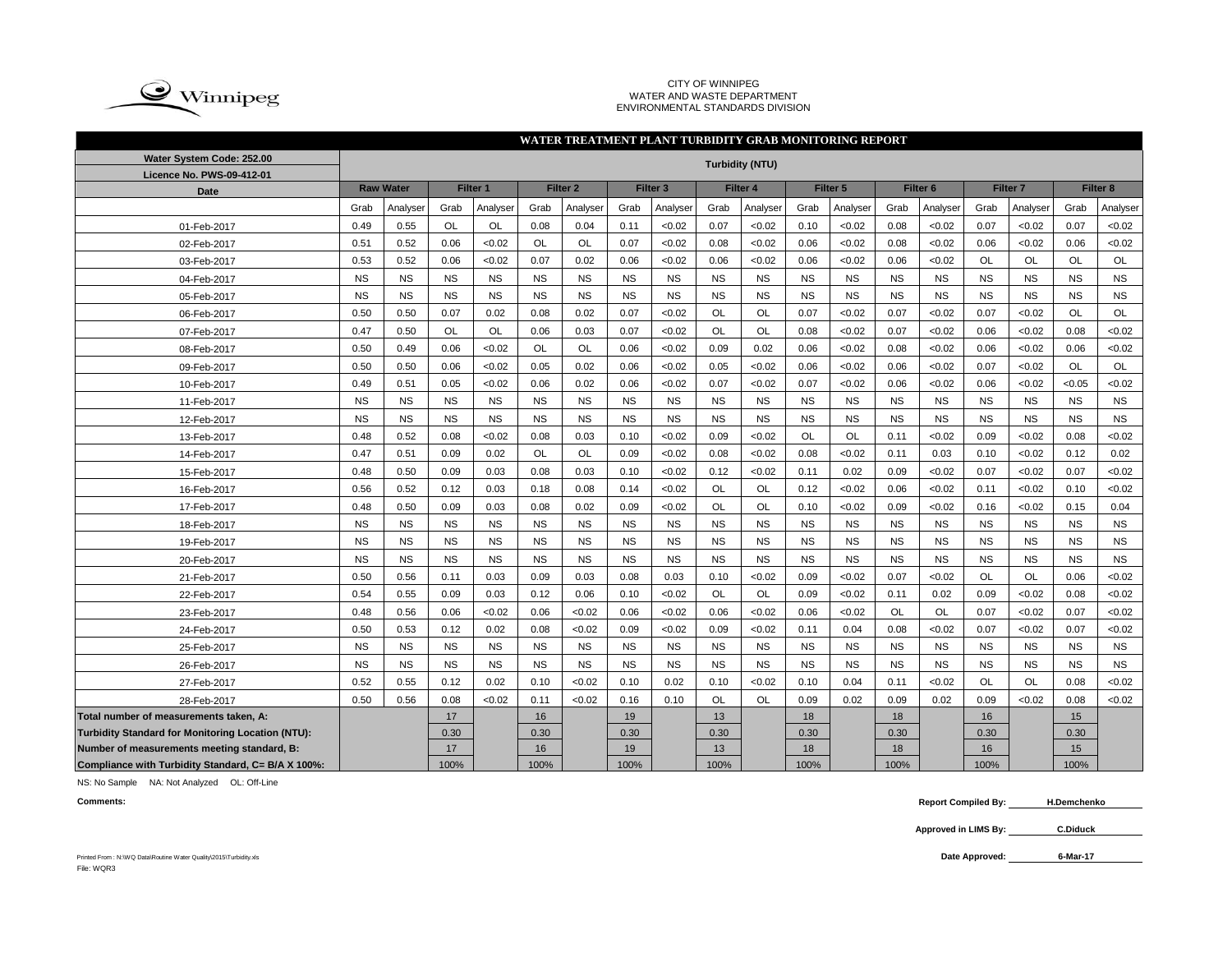CITY OF WINNIPEG
WATER AND WASTE DEPARTMENT
ENVIRONMENTAL STANDARDS DIVISION

## WATER TREATMENT PLANT TURBIDITY GRAB MONITORING REPORT

| Water System Code: 252.00 / Licence No. PWS-09-412-01 | Turbidity (NTU) | | | | | | | | | | | | | | | | | |
|---|---|---|---|---|---|---|---|---|---|---|---|---|---|---|---|---|---|---|
| **Date** | **Raw Water** | | **Filter 1** | | **Filter 2** | | **Filter 3** | | **Filter 4** | | **Filter 5** | | **Filter 6** | | **Filter 7** | | **Filter 8** | |
| | Grab | Analyser | Grab | Analyser | Grab | Analyser | Grab | Analyser | Grab | Analyser | Grab | Analyser | Grab | Analyser | Grab | Analyser | Grab | Analyser |
| 01-Feb-2017 | 0.49 | 0.55 | OL | OL | 0.08 | 0.04 | 0.11 | <0.02 | 0.07 | <0.02 | 0.10 | <0.02 | 0.08 | <0.02 | 0.07 | <0.02 | 0.07 | <0.02 |
| 02-Feb-2017 | 0.51 | 0.52 | 0.06 | <0.02 | OL | OL | 0.07 | <0.02 | 0.08 | <0.02 | 0.06 | <0.02 | 0.08 | <0.02 | 0.06 | <0.02 | 0.06 | <0.02 |
| 03-Feb-2017 | 0.53 | 0.52 | 0.06 | <0.02 | 0.07 | 0.02 | 0.06 | <0.02 | 0.06 | <0.02 | 0.06 | <0.02 | 0.06 | <0.02 | OL | OL | OL | OL |
| 04-Feb-2017 | NS | NS | NS | NS | NS | NS | NS | NS | NS | NS | NS | NS | NS | NS | NS | NS | NS | NS |
| 05-Feb-2017 | NS | NS | NS | NS | NS | NS | NS | NS | NS | NS | NS | NS | NS | NS | NS | NS | NS | NS |
| 06-Feb-2017 | 0.50 | 0.50 | 0.07 | 0.02 | 0.08 | 0.02 | 0.07 | <0.02 | OL | OL | 0.07 | <0.02 | 0.07 | <0.02 | 0.07 | <0.02 | OL | OL |
| 07-Feb-2017 | 0.47 | 0.50 | OL | OL | 0.06 | 0.03 | 0.07 | <0.02 | OL | OL | 0.08 | <0.02 | 0.07 | <0.02 | 0.06 | <0.02 | 0.08 | <0.02 |
| 08-Feb-2017 | 0.50 | 0.49 | 0.06 | <0.02 | OL | OL | 0.06 | <0.02 | 0.09 | 0.02 | 0.06 | <0.02 | 0.08 | <0.02 | 0.06 | <0.02 | 0.06 | <0.02 |
| 09-Feb-2017 | 0.50 | 0.50 | 0.06 | <0.02 | 0.05 | 0.02 | 0.06 | <0.02 | 0.05 | <0.02 | 0.06 | <0.02 | 0.06 | <0.02 | 0.07 | <0.02 | OL | OL |
| 10-Feb-2017 | 0.49 | 0.51 | 0.05 | <0.02 | 0.06 | 0.02 | 0.06 | <0.02 | 0.07 | <0.02 | 0.07 | <0.02 | 0.06 | <0.02 | 0.06 | <0.02 | <0.05 | <0.02 |
| 11-Feb-2017 | NS | NS | NS | NS | NS | NS | NS | NS | NS | NS | NS | NS | NS | NS | NS | NS | NS | NS |
| 12-Feb-2017 | NS | NS | NS | NS | NS | NS | NS | NS | NS | NS | NS | NS | NS | NS | NS | NS | NS | NS |
| 13-Feb-2017 | 0.48 | 0.52 | 0.08 | <0.02 | 0.08 | 0.03 | 0.10 | <0.02 | 0.09 | <0.02 | OL | OL | 0.11 | <0.02 | 0.09 | <0.02 | 0.08 | <0.02 |
| 14-Feb-2017 | 0.47 | 0.51 | 0.09 | 0.02 | OL | OL | 0.09 | <0.02 | 0.08 | <0.02 | 0.08 | <0.02 | 0.11 | 0.03 | 0.10 | <0.02 | 0.12 | 0.02 |
| 15-Feb-2017 | 0.48 | 0.50 | 0.09 | 0.03 | 0.08 | 0.03 | 0.10 | <0.02 | 0.12 | <0.02 | 0.11 | 0.02 | 0.09 | <0.02 | 0.07 | <0.02 | 0.07 | <0.02 |
| 16-Feb-2017 | 0.56 | 0.52 | 0.12 | 0.03 | 0.18 | 0.08 | 0.14 | <0.02 | OL | OL | 0.12 | <0.02 | 0.06 | <0.02 | 0.11 | <0.02 | 0.10 | <0.02 |
| 17-Feb-2017 | 0.48 | 0.50 | 0.09 | 0.03 | 0.08 | 0.02 | 0.09 | <0.02 | OL | OL | 0.10 | <0.02 | 0.09 | <0.02 | 0.16 | <0.02 | 0.15 | 0.04 |
| 18-Feb-2017 | NS | NS | NS | NS | NS | NS | NS | NS | NS | NS | NS | NS | NS | NS | NS | NS | NS | NS |
| 19-Feb-2017 | NS | NS | NS | NS | NS | NS | NS | NS | NS | NS | NS | NS | NS | NS | NS | NS | NS | NS |
| 20-Feb-2017 | NS | NS | NS | NS | NS | NS | NS | NS | NS | NS | NS | NS | NS | NS | NS | NS | NS | NS |
| 21-Feb-2017 | 0.50 | 0.56 | 0.11 | 0.03 | 0.09 | 0.03 | 0.08 | 0.03 | 0.10 | <0.02 | 0.09 | <0.02 | 0.07 | <0.02 | OL | OL | 0.06 | <0.02 |
| 22-Feb-2017 | 0.54 | 0.55 | 0.09 | 0.03 | 0.12 | 0.06 | 0.10 | <0.02 | OL | OL | 0.09 | <0.02 | 0.11 | 0.02 | 0.09 | <0.02 | 0.08 | <0.02 |
| 23-Feb-2017 | 0.48 | 0.56 | 0.06 | <0.02 | 0.06 | <0.02 | 0.06 | <0.02 | 0.06 | <0.02 | 0.06 | <0.02 | OL | OL | 0.07 | <0.02 | 0.07 | <0.02 |
| 24-Feb-2017 | 0.50 | 0.53 | 0.12 | 0.02 | 0.08 | <0.02 | 0.09 | <0.02 | 0.09 | <0.02 | 0.11 | 0.04 | 0.08 | <0.02 | 0.07 | <0.02 | 0.07 | <0.02 |
| 25-Feb-2017 | NS | NS | NS | NS | NS | NS | NS | NS | NS | NS | NS | NS | NS | NS | NS | NS | NS | NS |
| 26-Feb-2017 | NS | NS | NS | NS | NS | NS | NS | NS | NS | NS | NS | NS | NS | NS | NS | NS | NS | NS |
| 27-Feb-2017 | 0.52 | 0.55 | 0.12 | 0.02 | 0.10 | <0.02 | 0.10 | 0.02 | 0.10 | <0.02 | 0.10 | 0.04 | 0.11 | <0.02 | OL | OL | 0.08 | <0.02 |
| 28-Feb-2017 | 0.50 | 0.56 | 0.08 | <0.02 | 0.11 | <0.02 | 0.16 | 0.10 | OL | OL | 0.09 | 0.02 | 0.09 | 0.02 | 0.09 | <0.02 | 0.08 | <0.02 |
| **Total number of measurements taken, A:** | | | 17 | | 16 | | 19 | | 13 | | 18 | | 18 | | 16 | | 15 | |
| **Turbidity Standard for Monitoring Location (NTU):** | | | 0.30 | | 0.30 | | 0.30 | | 0.30 | | 0.30 | | 0.30 | | 0.30 | | 0.30 | |
| **Number of measurements meeting standard, B:** | | | 17 | | 16 | | 19 | | 13 | | 18 | | 18 | | 16 | | 15 | |
| **Compliance with Turbidity Standard, C= B/A X 100%:** | | | 100% | | 100% | | 100% | | 100% | | 100% | | 100% | | 100% | | 100% | |

NS: No Sample NA: Not Analyzed OL: Off-Line

**Comments:**

**Report Compiled By:** H.Demchenko

**Approved in LIMS By:** C.Diduck

**Date Approved:** 6-Mar-17

Printed From : N:\WQ Data\Routine Water Quality\2015\Turbidity.xls
File: WQR3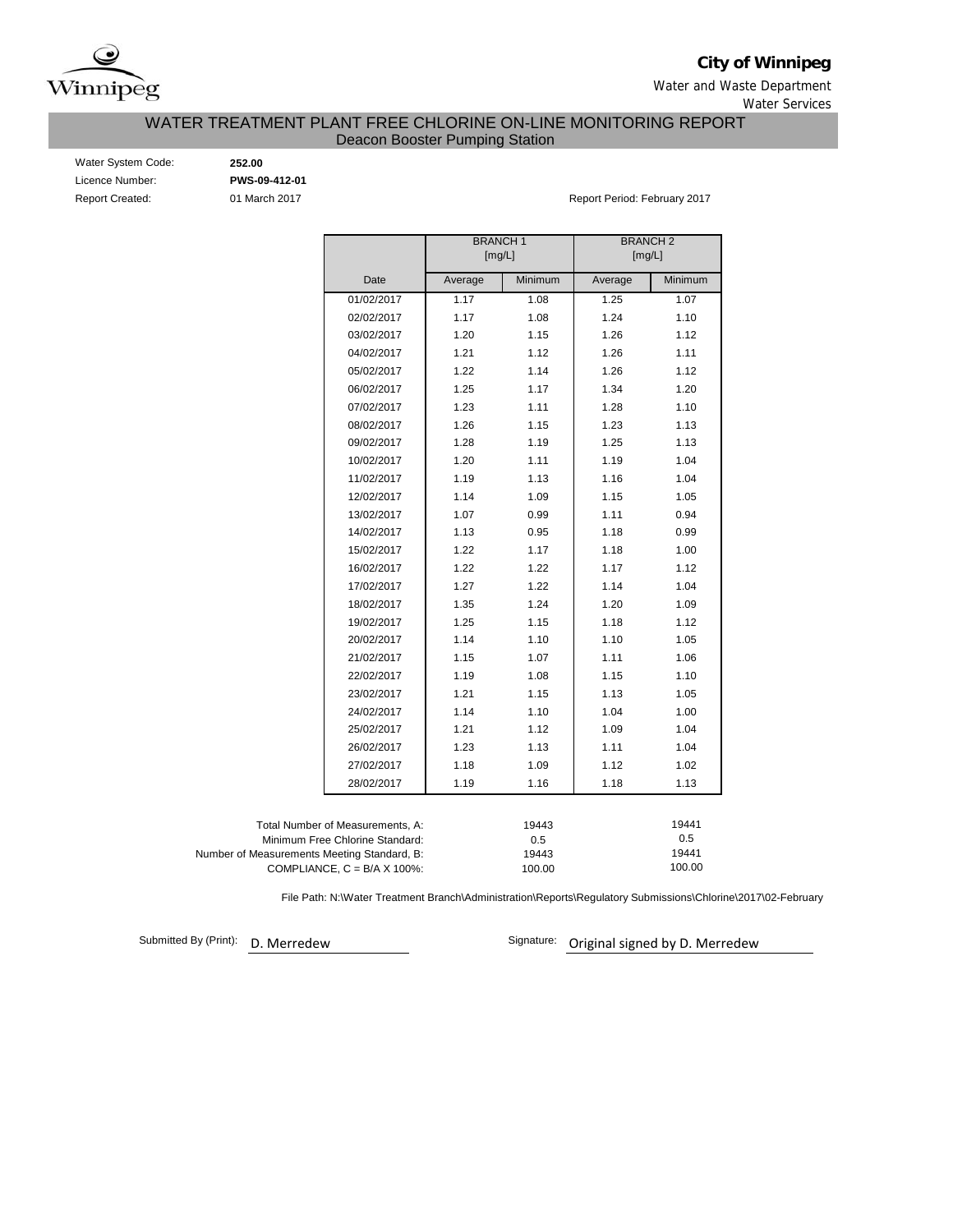**City of Winnipeg**

Water and Waste Department

Water Services

# WATER TREATMENT PLANT FREE CHLORINE ON-LINE MONITORING REPORT

## Deacon Booster Pumping Station

Water System Code: **252.00**

Licence Number: **PWS-09-412-01**

Report Created: 01 March 2017

Report Period: February 2017

| | BRANCH 1 [mg/L] | | BRANCH 2 [mg/L] | |
|---|---|---|---|---|
| Date | Average | Minimum | Average | Minimum |
| 01/02/2017 | 1.17 | 1.08 | 1.25 | 1.07 |
| 02/02/2017 | 1.17 | 1.08 | 1.24 | 1.10 |
| 03/02/2017 | 1.20 | 1.15 | 1.26 | 1.12 |
| 04/02/2017 | 1.21 | 1.12 | 1.26 | 1.11 |
| 05/02/2017 | 1.22 | 1.14 | 1.26 | 1.12 |
| 06/02/2017 | 1.25 | 1.17 | 1.34 | 1.20 |
| 07/02/2017 | 1.23 | 1.11 | 1.28 | 1.10 |
| 08/02/2017 | 1.26 | 1.15 | 1.23 | 1.13 |
| 09/02/2017 | 1.28 | 1.19 | 1.25 | 1.13 |
| 10/02/2017 | 1.20 | 1.11 | 1.19 | 1.04 |
| 11/02/2017 | 1.19 | 1.13 | 1.16 | 1.04 |
| 12/02/2017 | 1.14 | 1.09 | 1.15 | 1.05 |
| 13/02/2017 | 1.07 | 0.99 | 1.11 | 0.94 |
| 14/02/2017 | 1.13 | 0.95 | 1.18 | 0.99 |
| 15/02/2017 | 1.22 | 1.17 | 1.18 | 1.00 |
| 16/02/2017 | 1.22 | 1.22 | 1.17 | 1.12 |
| 17/02/2017 | 1.27 | 1.22 | 1.14 | 1.04 |
| 18/02/2017 | 1.35 | 1.24 | 1.20 | 1.09 |
| 19/02/2017 | 1.25 | 1.15 | 1.18 | 1.12 |
| 20/02/2017 | 1.14 | 1.10 | 1.10 | 1.05 |
| 21/02/2017 | 1.15 | 1.07 | 1.11 | 1.06 |
| 22/02/2017 | 1.19 | 1.08 | 1.15 | 1.10 |
| 23/02/2017 | 1.21 | 1.15 | 1.13 | 1.05 |
| 24/02/2017 | 1.14 | 1.10 | 1.04 | 1.00 |
| 25/02/2017 | 1.21 | 1.12 | 1.09 | 1.04 |
| 26/02/2017 | 1.23 | 1.13 | 1.11 | 1.04 |
| 27/02/2017 | 1.18 | 1.09 | 1.12 | 1.02 |
| 28/02/2017 | 1.19 | 1.16 | 1.18 | 1.13 |

| | BRANCH 1 | BRANCH 2 |
|---|---|---|
| Total Number of Measurements, A: | 19443 | 19441 |
| Minimum Free Chlorine Standard: | 0.5 | 0.5 |
| Number of Measurements Meeting Standard, B: | 19443 | 19441 |
| COMPLIANCE, C = B/A X 100%: | 100.00 | 100.00 |

File Path: N:\Water Treatment Branch\Administration\Reports\Regulatory Submissions\Chlorine\2017\02-February

Submitted By (Print): D. Merredew

Signature: Original signed by D. Merredew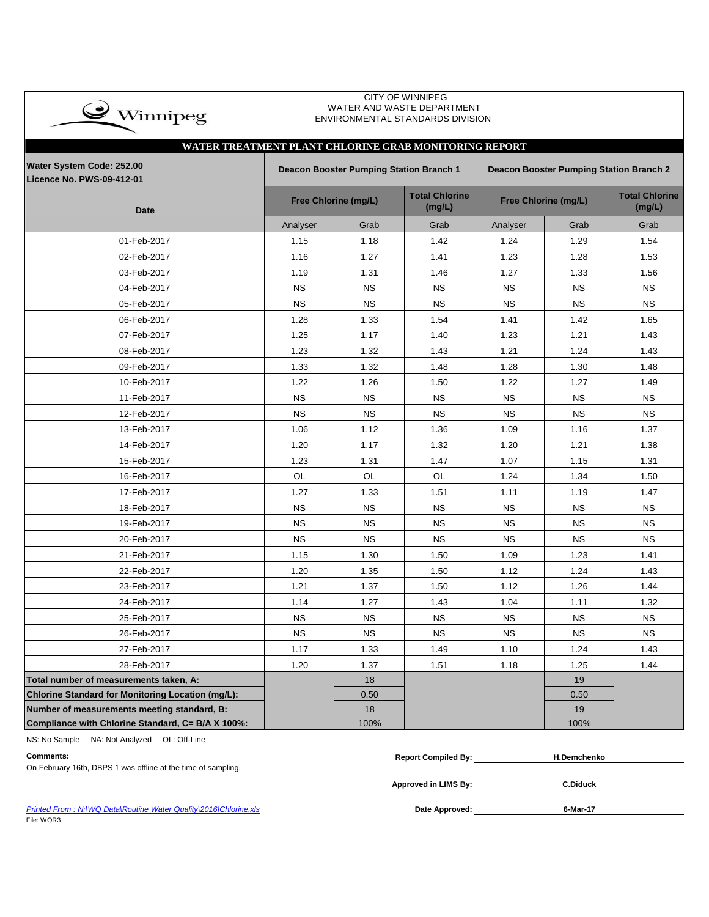CITY OF WINNIPEG
WATER AND WASTE DEPARTMENT
ENVIRONMENTAL STANDARDS DIVISION

## WATER TREATMENT PLANT CHLORINE GRAB MONITORING REPORT

| Water System Code: 252.00 / Licence No. PWS-09-412-01 | Deacon Booster Pumping Station Branch 1 | | | Deacon Booster Pumping Station Branch 2 | | |
|---|---|---|---|---|---|---|
| **Date** | **Free Chlorine (mg/L)** | | **Total Chlorine (mg/L)** | **Free Chlorine (mg/L)** | | **Total Chlorine (mg/L)** |
| | Analyser | Grab | Grab | Analyser | Grab | Grab |
| 01-Feb-2017 | 1.15 | 1.18 | 1.42 | 1.24 | 1.29 | 1.54 |
| 02-Feb-2017 | 1.16 | 1.27 | 1.41 | 1.23 | 1.28 | 1.53 |
| 03-Feb-2017 | 1.19 | 1.31 | 1.46 | 1.27 | 1.33 | 1.56 |
| 04-Feb-2017 | NS | NS | NS | NS | NS | NS |
| 05-Feb-2017 | NS | NS | NS | NS | NS | NS |
| 06-Feb-2017 | 1.28 | 1.33 | 1.54 | 1.41 | 1.42 | 1.65 |
| 07-Feb-2017 | 1.25 | 1.17 | 1.40 | 1.23 | 1.21 | 1.43 |
| 08-Feb-2017 | 1.23 | 1.32 | 1.43 | 1.21 | 1.24 | 1.43 |
| 09-Feb-2017 | 1.33 | 1.32 | 1.48 | 1.28 | 1.30 | 1.48 |
| 10-Feb-2017 | 1.22 | 1.26 | 1.50 | 1.22 | 1.27 | 1.49 |
| 11-Feb-2017 | NS | NS | NS | NS | NS | NS |
| 12-Feb-2017 | NS | NS | NS | NS | NS | NS |
| 13-Feb-2017 | 1.06 | 1.12 | 1.36 | 1.09 | 1.16 | 1.37 |
| 14-Feb-2017 | 1.20 | 1.17 | 1.32 | 1.20 | 1.21 | 1.38 |
| 15-Feb-2017 | 1.23 | 1.31 | 1.47 | 1.07 | 1.15 | 1.31 |
| 16-Feb-2017 | OL | OL | OL | 1.24 | 1.34 | 1.50 |
| 17-Feb-2017 | 1.27 | 1.33 | 1.51 | 1.11 | 1.19 | 1.47 |
| 18-Feb-2017 | NS | NS | NS | NS | NS | NS |
| 19-Feb-2017 | NS | NS | NS | NS | NS | NS |
| 20-Feb-2017 | NS | NS | NS | NS | NS | NS |
| 21-Feb-2017 | 1.15 | 1.30 | 1.50 | 1.09 | 1.23 | 1.41 |
| 22-Feb-2017 | 1.20 | 1.35 | 1.50 | 1.12 | 1.24 | 1.43 |
| 23-Feb-2017 | 1.21 | 1.37 | 1.50 | 1.12 | 1.26 | 1.44 |
| 24-Feb-2017 | 1.14 | 1.27 | 1.43 | 1.04 | 1.11 | 1.32 |
| 25-Feb-2017 | NS | NS | NS | NS | NS | NS |
| 26-Feb-2017 | NS | NS | NS | NS | NS | NS |
| 27-Feb-2017 | 1.17 | 1.33 | 1.49 | 1.10 | 1.24 | 1.43 |
| 28-Feb-2017 | 1.20 | 1.37 | 1.51 | 1.18 | 1.25 | 1.44 |
| **Total number of measurements taken, A:** | | 18 | | | 19 | |
| **Chlorine Standard for Monitoring Location (mg/L):** | | 0.50 | | | 0.50 | |
| **Number of measurements meeting standard, B:** | | 18 | | | 19 | |
| **Compliance with Chlorine Standard, C= B/A X 100%:** | | 100% | | | 100% | |

NS: No Sample NA: Not Analyzed OL: Off-Line

**Comments:**
On February 16th, DBPS 1 was offline at the time of sampling.

**Report Compiled By:** H.Demchenko

**Approved in LIMS By:** C.Diduck

**Date Approved:** 6-Mar-17

*Printed From : N:\WQ Data\Routine Water Quality\2016\Chlorine.xls*
File: WQR3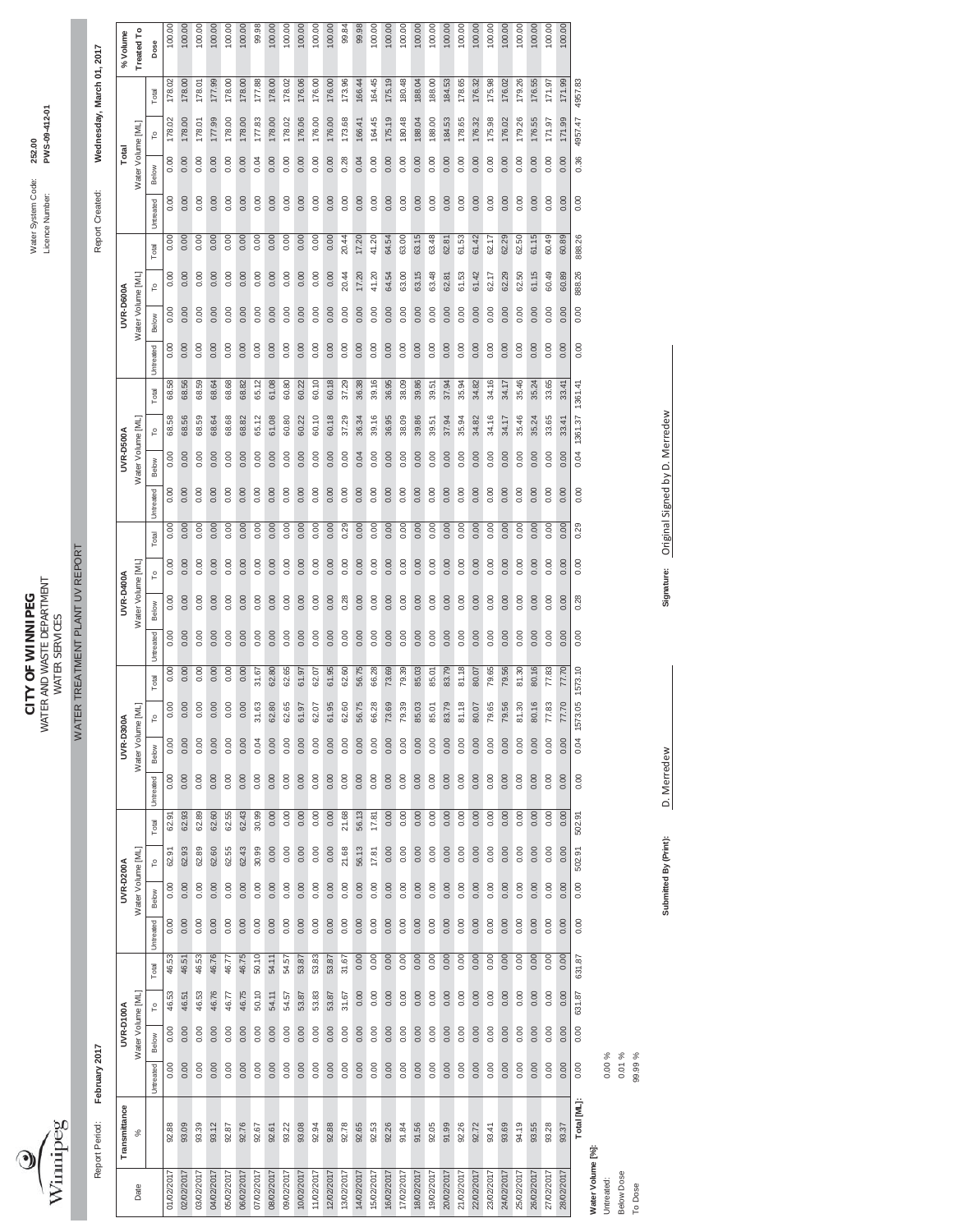# CITY OF WINNIPEG

WATER AND WASTE DEPARTMENT
WATER SERVICES

## WATER TREATMENT PLANT UV REPORT

Water System Code: **252.00**
Licence Number: **PWS-09-412-01**

Report Period: **February 2017**

Report Created: **Wednesday, March 01, 2017**

| Date | Transmittance % | UVR-D100A Water Volume [ML] | | | | UVR-D200A Water Volume [ML] | | | | UVR-D300A Water Volume [ML] | | | | UVR-D400A Water Volume [ML] | | | | UVR-D500A Water Volume [ML] | | | | UVR-D600A Water Volume [ML] | | | | Total Water Volume [ML] | | | | % Volume Treated To Dose |
|---|---|---|---|---|---|---|---|---|---|---|---|---|---|---|---|---|---|---|---|---|---|---|---|---|---|---|---|---|---|---|---|---|
| | | Untreated | Below | To | Total | Untreated | Below | To | Total | Untreated | Below | To | Total | Untreated | Below | To | Total | Untreated | Below | To | Total | Untreated | Below | To | Total | Untreated | Below | To | Total | |
| 01/02/2017 | 92.88 | 0.00 | 0.00 | 46.53 | 46.53 | 0.00 | 0.00 | 62.91 | 62.91 | 0.00 | 0.00 | 0.00 | 0.00 | 0.00 | 0.00 | 0.00 | 0.00 | 0.00 | 0.00 | 68.58 | 68.58 | 0.00 | 0.00 | 0.00 | 0.00 | 0.00 | 0.00 | 178.02 | 178.02 | 100.00 |
| 02/02/2017 | 93.09 | 0.00 | 0.00 | 46.51 | 46.51 | 0.00 | 0.00 | 62.93 | 62.93 | 0.00 | 0.00 | 0.00 | 0.00 | 0.00 | 0.00 | 0.00 | 0.00 | 0.00 | 0.00 | 68.56 | 68.56 | 0.00 | 0.00 | 0.00 | 0.00 | 0.00 | 0.00 | 178.00 | 178.00 | 100.00 |
| 03/02/2017 | 93.39 | 0.00 | 0.00 | 46.53 | 46.53 | 0.00 | 0.00 | 62.89 | 62.89 | 0.00 | 0.00 | 0.00 | 0.00 | 0.00 | 0.00 | 0.00 | 0.00 | 0.00 | 0.00 | 68.59 | 68.59 | 0.00 | 0.00 | 0.00 | 0.00 | 0.00 | 0.00 | 178.01 | 178.01 | 100.00 |
| 04/02/2017 | 93.12 | 0.00 | 0.00 | 46.76 | 46.76 | 0.00 | 0.00 | 62.60 | 62.60 | 0.00 | 0.00 | 0.00 | 0.00 | 0.00 | 0.00 | 0.00 | 0.00 | 0.00 | 0.00 | 68.64 | 68.64 | 0.00 | 0.00 | 0.00 | 0.00 | 0.00 | 0.00 | 177.99 | 177.99 | 100.00 |
| 05/02/2017 | 92.87 | 0.00 | 0.00 | 46.77 | 46.77 | 0.00 | 0.00 | 62.55 | 62.55 | 0.00 | 0.00 | 0.00 | 0.00 | 0.00 | 0.00 | 0.00 | 0.00 | 0.00 | 0.00 | 68.68 | 68.68 | 0.00 | 0.00 | 0.00 | 0.00 | 0.00 | 0.00 | 178.00 | 178.00 | 100.00 |
| 06/02/2017 | 92.76 | 0.00 | 0.00 | 46.75 | 46.75 | 0.00 | 0.00 | 62.43 | 62.43 | 0.00 | 0.00 | 0.00 | 0.00 | 0.00 | 0.00 | 0.00 | 0.00 | 0.00 | 0.00 | 68.82 | 68.82 | 0.00 | 0.00 | 0.00 | 0.00 | 0.00 | 0.00 | 178.00 | 178.00 | 100.00 |
| 07/02/2017 | 92.67 | 0.00 | 0.00 | 50.10 | 50.10 | 0.00 | 0.00 | 30.99 | 30.99 | 0.00 | 0.04 | 31.63 | 31.67 | 0.00 | 0.00 | 0.00 | 0.00 | 0.00 | 0.00 | 65.12 | 65.12 | 0.00 | 0.00 | 0.00 | 0.00 | 0.00 | 0.04 | 177.83 | 177.88 | 99.98 |
| 08/02/2017 | 92.61 | 0.00 | 0.00 | 54.11 | 54.11 | 0.00 | 0.00 | 0.00 | 0.00 | 0.00 | 0.00 | 62.80 | 62.80 | 0.00 | 0.00 | 0.00 | 0.00 | 0.00 | 0.00 | 61.08 | 61.08 | 0.00 | 0.00 | 0.00 | 0.00 | 0.00 | 0.00 | 178.00 | 178.00 | 100.00 |
| 09/02/2017 | 93.22 | 0.00 | 0.00 | 54.57 | 54.57 | 0.00 | 0.00 | 0.00 | 0.00 | 0.00 | 0.00 | 62.65 | 62.65 | 0.00 | 0.00 | 0.00 | 0.00 | 0.00 | 0.00 | 60.80 | 60.80 | 0.00 | 0.00 | 0.00 | 0.00 | 0.00 | 0.00 | 178.02 | 178.02 | 100.00 |
| 10/02/2017 | 93.08 | 0.00 | 0.00 | 53.87 | 53.87 | 0.00 | 0.00 | 0.00 | 0.00 | 0.00 | 0.00 | 61.97 | 61.97 | 0.00 | 0.00 | 0.00 | 0.00 | 0.00 | 0.00 | 60.22 | 60.22 | 0.00 | 0.00 | 0.00 | 0.00 | 0.00 | 0.00 | 176.06 | 176.06 | 100.00 |
| 11/02/2017 | 92.94 | 0.00 | 0.00 | 53.83 | 53.83 | 0.00 | 0.00 | 0.00 | 0.00 | 0.00 | 0.00 | 62.07 | 62.07 | 0.00 | 0.00 | 0.00 | 0.00 | 0.00 | 0.00 | 60.10 | 60.10 | 0.00 | 0.00 | 0.00 | 0.00 | 0.00 | 0.00 | 176.00 | 176.00 | 100.00 |
| 12/02/2017 | 92.88 | 0.00 | 0.00 | 53.87 | 53.87 | 0.00 | 0.00 | 0.00 | 0.00 | 0.00 | 0.00 | 61.95 | 61.95 | 0.00 | 0.00 | 0.00 | 0.00 | 0.00 | 0.00 | 60.18 | 60.18 | 0.00 | 0.00 | 0.00 | 0.00 | 0.00 | 0.00 | 176.00 | 176.00 | 100.00 |
| 13/02/2017 | 92.78 | 0.00 | 0.00 | 31.67 | 31.67 | 0.00 | 0.00 | 21.68 | 21.68 | 0.00 | 0.00 | 62.60 | 62.60 | 0.00 | 0.28 | 0.00 | 0.29 | 0.00 | 0.00 | 37.29 | 37.29 | 0.00 | 0.00 | 20.44 | 20.44 | 0.00 | 0.28 | 173.68 | 173.96 | 99.84 |
| 14/02/2017 | 92.65 | 0.00 | 0.00 | 0.00 | 0.00 | 0.00 | 0.00 | 56.13 | 56.13 | 0.00 | 0.00 | 56.75 | 56.75 | 0.00 | 0.00 | 0.00 | 0.00 | 0.00 | 0.04 | 36.34 | 36.38 | 0.00 | 0.00 | 17.20 | 17.20 | 0.00 | 0.04 | 166.41 | 166.44 | 99.98 |
| 15/02/2017 | 92.53 | 0.00 | 0.00 | 0.00 | 0.00 | 0.00 | 0.00 | 17.81 | 17.81 | 0.00 | 0.00 | 66.28 | 66.28 | 0.00 | 0.00 | 0.00 | 0.00 | 0.00 | 0.00 | 39.16 | 39.16 | 0.00 | 0.00 | 41.20 | 41.20 | 0.00 | 0.00 | 164.45 | 164.45 | 100.00 |
| 16/02/2017 | 92.26 | 0.00 | 0.00 | 0.00 | 0.00 | 0.00 | 0.00 | 0.00 | 0.00 | 0.00 | 0.00 | 73.69 | 73.69 | 0.00 | 0.00 | 0.00 | 0.00 | 0.00 | 0.00 | 36.95 | 36.95 | 0.00 | 0.00 | 64.54 | 64.54 | 0.00 | 0.00 | 175.19 | 175.19 | 100.00 |
| 17/02/2017 | 91.84 | 0.00 | 0.00 | 0.00 | 0.00 | 0.00 | 0.00 | 0.00 | 0.00 | 0.00 | 0.00 | 79.39 | 79.39 | 0.00 | 0.00 | 0.00 | 0.00 | 0.00 | 0.00 | 38.09 | 38.09 | 0.00 | 0.00 | 63.00 | 63.00 | 0.00 | 0.00 | 180.48 | 180.48 | 100.00 |
| 18/02/2017 | 91.56 | 0.00 | 0.00 | 0.00 | 0.00 | 0.00 | 0.00 | 0.00 | 0.00 | 0.00 | 0.00 | 85.03 | 85.03 | 0.00 | 0.00 | 0.00 | 0.00 | 0.00 | 0.00 | 39.86 | 39.86 | 0.00 | 0.00 | 63.15 | 63.15 | 0.00 | 0.00 | 188.04 | 188.04 | 100.00 |
| 19/02/2017 | 92.05 | 0.00 | 0.00 | 0.00 | 0.00 | 0.00 | 0.00 | 0.00 | 0.00 | 0.00 | 0.00 | 85.01 | 85.01 | 0.00 | 0.00 | 0.00 | 0.00 | 0.00 | 0.00 | 39.51 | 39.51 | 0.00 | 0.00 | 63.48 | 63.48 | 0.00 | 0.00 | 188.00 | 188.00 | 100.00 |
| 20/02/2017 | 91.99 | 0.00 | 0.00 | 0.00 | 0.00 | 0.00 | 0.00 | 0.00 | 0.00 | 0.00 | 0.00 | 83.79 | 83.79 | 0.00 | 0.00 | 0.00 | 0.00 | 0.00 | 0.00 | 37.94 | 37.94 | 0.00 | 0.00 | 62.81 | 62.81 | 0.00 | 0.00 | 184.53 | 184.53 | 100.00 |
| 21/02/2017 | 92.26 | 0.00 | 0.00 | 0.00 | 0.00 | 0.00 | 0.00 | 0.00 | 0.00 | 0.00 | 0.00 | 81.18 | 81.18 | 0.00 | 0.00 | 0.00 | 0.00 | 0.00 | 0.00 | 35.94 | 35.94 | 0.00 | 0.00 | 61.53 | 61.53 | 0.00 | 0.00 | 178.65 | 178.65 | 100.00 |
| 22/02/2017 | 92.72 | 0.00 | 0.00 | 0.00 | 0.00 | 0.00 | 0.00 | 0.00 | 0.00 | 0.00 | 0.00 | 80.07 | 80.07 | 0.00 | 0.00 | 0.00 | 0.00 | 0.00 | 0.00 | 34.82 | 34.82 | 0.00 | 0.00 | 61.42 | 61.42 | 0.00 | 0.00 | 176.32 | 176.32 | 100.00 |
| 23/02/2017 | 93.41 | 0.00 | 0.00 | 0.00 | 0.00 | 0.00 | 0.00 | 0.00 | 0.00 | 0.00 | 0.00 | 79.65 | 79.65 | 0.00 | 0.00 | 0.00 | 0.00 | 0.00 | 0.00 | 34.16 | 34.16 | 0.00 | 0.00 | 62.17 | 62.17 | 0.00 | 0.00 | 175.98 | 175.98 | 100.00 |
| 24/02/2017 | 93.69 | 0.00 | 0.00 | 0.00 | 0.00 | 0.00 | 0.00 | 0.00 | 0.00 | 0.00 | 0.00 | 79.56 | 79.56 | 0.00 | 0.00 | 0.00 | 0.00 | 0.00 | 0.00 | 34.17 | 34.17 | 0.00 | 0.00 | 62.29 | 62.29 | 0.00 | 0.00 | 176.02 | 176.02 | 100.00 |
| 25/02/2017 | 94.19 | 0.00 | 0.00 | 0.00 | 0.00 | 0.00 | 0.00 | 0.00 | 0.00 | 0.00 | 0.00 | 81.30 | 81.30 | 0.00 | 0.00 | 0.00 | 0.00 | 0.00 | 0.00 | 35.46 | 35.46 | 0.00 | 0.00 | 62.50 | 62.50 | 0.00 | 0.00 | 179.26 | 179.26 | 100.00 |
| 26/02/2017 | 93.55 | 0.00 | 0.00 | 0.00 | 0.00 | 0.00 | 0.00 | 0.00 | 0.00 | 0.00 | 0.00 | 80.16 | 80.16 | 0.00 | 0.00 | 0.00 | 0.00 | 0.00 | 0.00 | 35.24 | 35.24 | 0.00 | 0.00 | 61.15 | 61.15 | 0.00 | 0.00 | 176.55 | 176.55 | 100.00 |
| 27/02/2017 | 93.28 | 0.00 | 0.00 | 0.00 | 0.00 | 0.00 | 0.00 | 0.00 | 0.00 | 0.00 | 0.00 | 77.83 | 77.83 | 0.00 | 0.00 | 0.00 | 0.00 | 0.00 | 0.00 | 33.65 | 33.65 | 0.00 | 0.00 | 60.49 | 60.49 | 0.00 | 0.00 | 171.97 | 171.97 | 100.00 |
| 28/02/2017 | 93.37 | 0.00 | 0.00 | 0.00 | 0.00 | 0.00 | 0.00 | 0.00 | 0.00 | 0.00 | 0.00 | 77.70 | 77.70 | 0.00 | 0.00 | 0.00 | 0.00 | 0.00 | 0.00 | 33.41 | 33.41 | 0.00 | 0.00 | 60.89 | 60.89 | 0.00 | 0.00 | 171.99 | 171.99 | 100.00 |
| **Total [ML]:** | | 0.00 | 0.00 | 631.87 | 631.87 | 0.00 | 0.00 | 502.91 | 502.91 | 0.00 | 0.04 | 1573.05 | 1573.10 | 0.00 | 0.28 | 0.00 | 0.29 | 0.00 | 0.04 | 1361.37 | 1361.41 | 0.00 | 0.00 | 888.26 | 888.26 | 0.00 | 0.36 | 4957.47 | 4957.83 | |

**Water Volume [%]:**

Untreated: 0.00 %
Below Dose: 0.01 %
To Dose: 99.99 %

**Submitted By (Print):** D. Merredew

**Signature:** Original Signed by D. Merredew